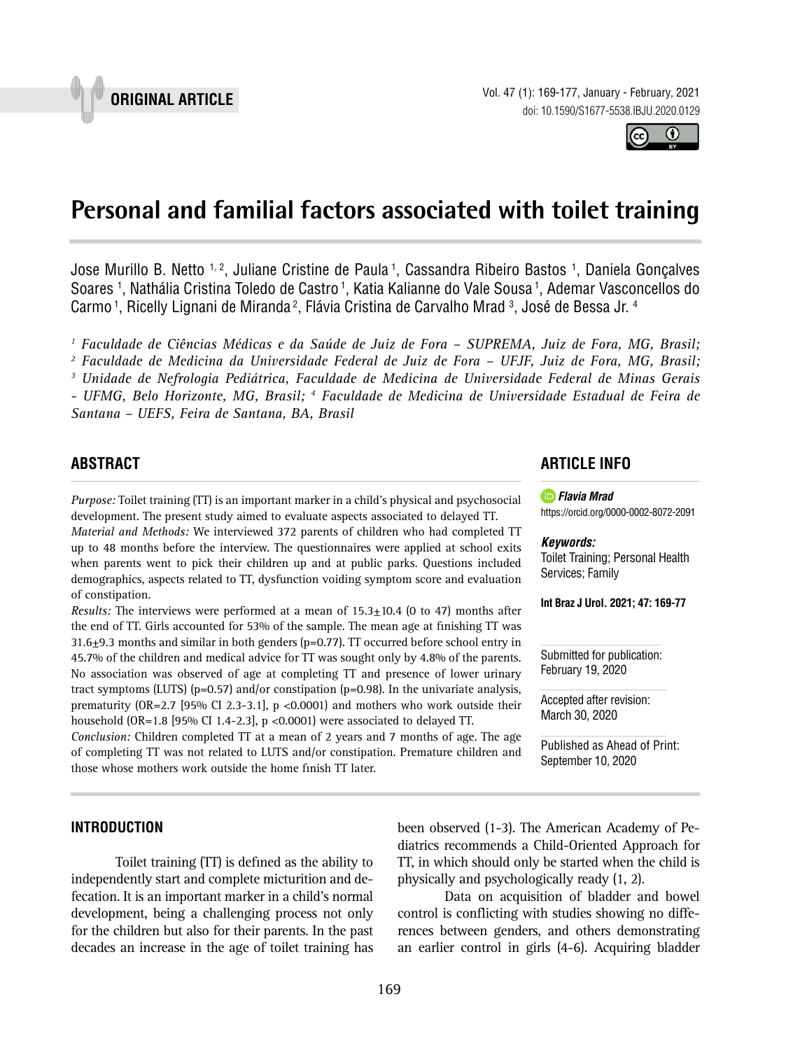ORIGINAL ARTICLE

# Personal and familial factors associated with toilet training

Jose Murillo B. Netto [1, 2], Juliane Cristine de Paula [1], Cassandra Ribeiro Bastos [1], Daniela Gonçalves Soares [1], Nathália Cristina Toledo de Castro [1], Katia Kalianne do Vale Sousa [1], Ademar Vasconcellos do Carmo [1], Ricelly Lignani de Miranda [2], Flávia Cristina de Carvalho Mrad [3], José de Bessa Jr. [4]

*[1] Faculdade de Ciências Médicas e da Saúde de Juiz de Fora – SUPREMA, Juiz de Fora, MG, Brasil; [2] Faculdade de Medicina da Universidade Federal de Juiz de Fora – UFJF, Juiz de Fora, MG, Brasil; [3] Unidade de Nefrologia Pediátrica, Faculdade de Medicina de Universidade Federal de Minas Gerais - UFMG, Belo Horizonte, MG, Brasil; [4] Faculdade de Medicina de Universidade Estadual de Feira de Santana – UEFS, Feira de Santana, BA, Brasil*

## ABSTRACT

*Purpose:* Toilet training (TT) is an important marker in a child's physical and psychosocial development. The present study aimed to evaluate aspects associated to delayed TT.

*Material and Methods:* We interviewed 372 parents of children who had completed TT up to 48 months before the interview. The questionnaires were applied at school exits when parents went to pick their children up and at public parks. Questions included demographics, aspects related to TT, dysfunction voiding symptom score and evaluation of constipation.

*Results:* The interviews were performed at a mean of 15.3±10.4 (0 to 47) months after the end of TT. Girls accounted for 53% of the sample. The mean age at finishing TT was 31.6±9.3 months and similar in both genders (p=0.77). TT occurred before school entry in 45.7% of the children and medical advice for TT was sought only by 4.8% of the parents. No association was observed of age at completing TT and presence of lower urinary tract symptoms (LUTS) (p=0.57) and/or constipation (p=0.98). In the univariate analysis, prematurity (OR=2.7 [95% CI 2.3-3.1], p <0.0001) and mothers who work outside their household (OR=1.8 [95% CI 1.4-2.3], p <0.0001) were associated to delayed TT.

*Conclusion:* Children completed TT at a mean of 2 years and 7 months of age. The age of completing TT was not related to LUTS and/or constipation. Premature children and those whose mothers work outside the home finish TT later.

## ARTICLE INFO

***Flavia Mrad***
https://orcid.org/0000-0002-8072-2091

***Keywords:***
Toilet Training; Personal Health Services; Family

**Int Braz J Urol. 2021; 47: 169-77**

Submitted for publication: February 19, 2020

Accepted after revision: March 30, 2020

Published as Ahead of Print: September 10, 2020

## INTRODUCTION

Toilet training (TT) is defined as the ability to independently start and complete micturition and defecation. It is an important marker in a child's normal development, being a challenging process not only for the children but also for their parents. In the past decades an increase in the age of toilet training has been observed (1-3). The American Academy of Pediatrics recommends a Child-Oriented Approach for TT, in which should only be started when the child is physically and psychologically ready (1, 2).

Data on acquisition of bladder and bowel control is conflicting with studies showing no differences between genders, and others demonstrating an earlier control in girls (4-6). Acquiring bladder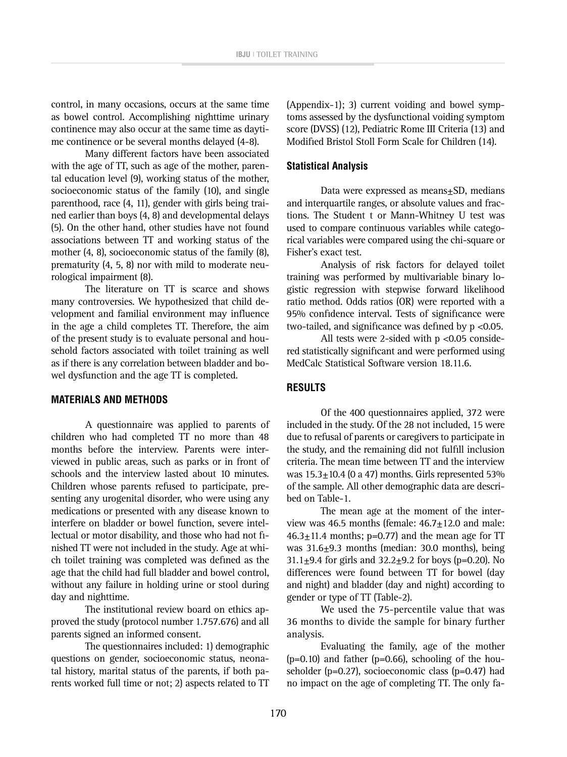control, in many occasions, occurs at the same time as bowel control. Accomplishing nighttime urinary continence may also occur at the same time as daytime continence or be several months delayed (4-8).

Many different factors have been associated with the age of TT, such as age of the mother, parental education level (9), working status of the mother, socioeconomic status of the family (10), and single parenthood, race (4, 11), gender with girls being trained earlier than boys (4, 8) and developmental delays (5). On the other hand, other studies have not found associations between TT and working status of the mother (4, 8), socioeconomic status of the family (8), prematurity (4, 5, 8) nor with mild to moderate neurological impairment (8).

The literature on TT is scarce and shows many controversies. We hypothesized that child development and familial environment may influence in the age a child completes TT. Therefore, the aim of the present study is to evaluate personal and household factors associated with toilet training as well as if there is any correlation between bladder and bowel dysfunction and the age TT is completed.

## MATERIALS AND METHODS

A questionnaire was applied to parents of children who had completed TT no more than 48 months before the interview. Parents were interviewed in public areas, such as parks or in front of schools and the interview lasted about 10 minutes. Children whose parents refused to participate, presenting any urogenital disorder, who were using any medications or presented with any disease known to interfere on bladder or bowel function, severe intellectual or motor disability, and those who had not finished TT were not included in the study. Age at which toilet training was completed was defined as the age that the child had full bladder and bowel control, without any failure in holding urine or stool during day and nighttime.

The institutional review board on ethics approved the study (protocol number 1.757.676) and all parents signed an informed consent.

The questionnaires included: 1) demographic questions on gender, socioeconomic status, neonatal history, marital status of the parents, if both parents worked full time or not; 2) aspects related to TT (Appendix-1); 3) current voiding and bowel symptoms assessed by the dysfunctional voiding symptom score (DVSS) (12), Pediatric Rome III Criteria (13) and Modified Bristol Stoll Form Scale for Children (14).

### Statistical Analysis

Data were expressed as means±SD, medians and interquartile ranges, or absolute values and fractions. The Student t or Mann-Whitney U test was used to compare continuous variables while categorical variables were compared using the chi-square or Fisher's exact test.

Analysis of risk factors for delayed toilet training was performed by multivariable binary logistic regression with stepwise forward likelihood ratio method. Odds ratios (OR) were reported with a 95% confidence interval. Tests of significance were two-tailed, and significance was defined by $p < 0.05$.

All tests were 2-sided with $p < 0.05$ considered statistically significant and were performed using MedCalc Statistical Software version 18.11.6.

## RESULTS

Of the 400 questionnaires applied, 372 were included in the study. Of the 28 not included, 15 were due to refusal of parents or caregivers to participate in the study, and the remaining did not fulfill inclusion criteria. The mean time between TT and the interview was 15.3±10.4 (0 a 47) months. Girls represented 53% of the sample. All other demographic data are described on Table-1.

The mean age at the moment of the interview was 46.5 months (female: 46.7±12.0 and male: 46.3±11.4 months; p=0.77) and the mean age for TT was 31.6±9.3 months (median: 30.0 months), being 31.1±9.4 for girls and 32.2±9.2 for boys (p=0.20). No differences were found between TT for bowel (day and night) and bladder (day and night) according to gender or type of TT (Table-2).

We used the 75-percentile value that was 36 months to divide the sample for binary further analysis.

Evaluating the family, age of the mother (p=0.10) and father (p=0.66), schooling of the householder (p=0.27), socioeconomic class (p=0.47) had no impact on the age of completing TT. The only fa-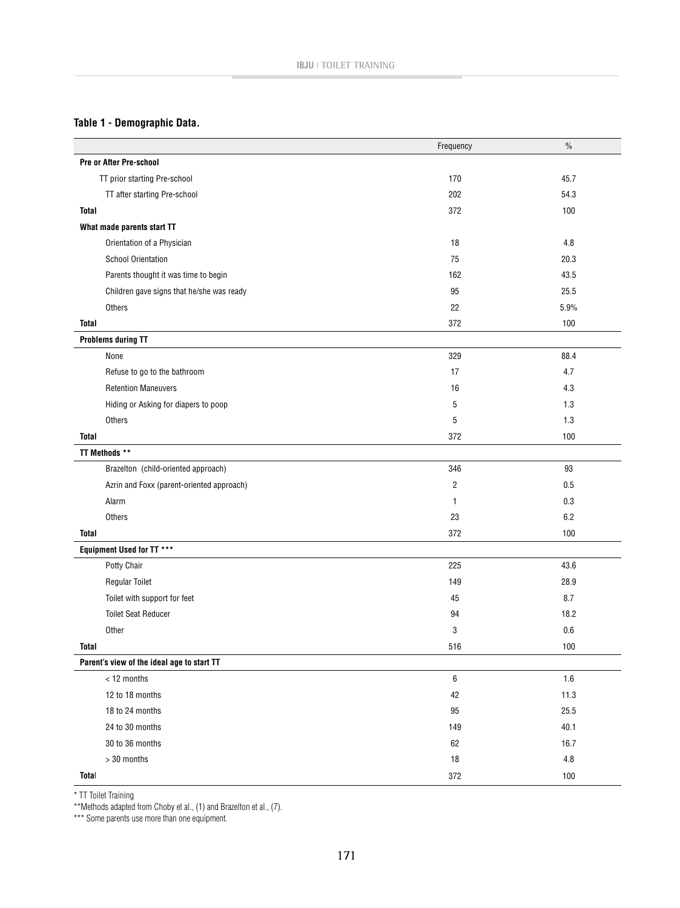**Table 1 - Demographic Data.**

| | Frequency | % |
|---|---|---|
| **Pre or After Pre-school** | | |
| TT prior starting Pre-school | 170 | 45.7 |
| TT after starting Pre-school | 202 | 54.3 |
| **Total** | 372 | 100 |
| **What made parents start TT** | | |
| Orientation of a Physician | 18 | 4.8 |
| School Orientation | 75 | 20.3 |
| Parents thought it was time to begin | 162 | 43.5 |
| Children gave signs that he/she was ready | 95 | 25.5 |
| Others | 22 | 5.9% |
| **Total** | 372 | 100 |
| **Problems during TT** | | |
| None | 329 | 88.4 |
| Refuse to go to the bathroom | 17 | 4.7 |
| Retention Maneuvers | 16 | 4.3 |
| Hiding or Asking for diapers to poop | 5 | 1.3 |
| Others | 5 | 1.3 |
| **Total** | 372 | 100 |
| **TT Methods \*\*** | | |
| Brazelton (child-oriented approach) | 346 | 93 |
| Azrin and Foxx (parent-oriented approach) | 2 | 0.5 |
| Alarm | 1 | 0.3 |
| Others | 23 | 6.2 |
| **Total** | 372 | 100 |
| **Equipment Used for TT \*\*\*** | | |
| Potty Chair | 225 | 43.6 |
| Regular Toilet | 149 | 28.9 |
| Toilet with support for feet | 45 | 8.7 |
| Toilet Seat Reducer | 94 | 18.2 |
| Other | 3 | 0.6 |
| **Total** | 516 | 100 |
| **Parent's view of the ideal age to start TT** | | |
| < 12 months | 6 | 1.6 |
| 12 to 18 months | 42 | 11.3 |
| 18 to 24 months | 95 | 25.5 |
| 24 to 30 months | 149 | 40.1 |
| 30 to 36 months | 62 | 16.7 |
| > 30 months | 18 | 4.8 |
| **Total** | 372 | 100 |

* TT Toilet Training

**Methods adapted from Choby et al., (1) and Brazelton et al., (7).

*** Some parents use more than one equipment.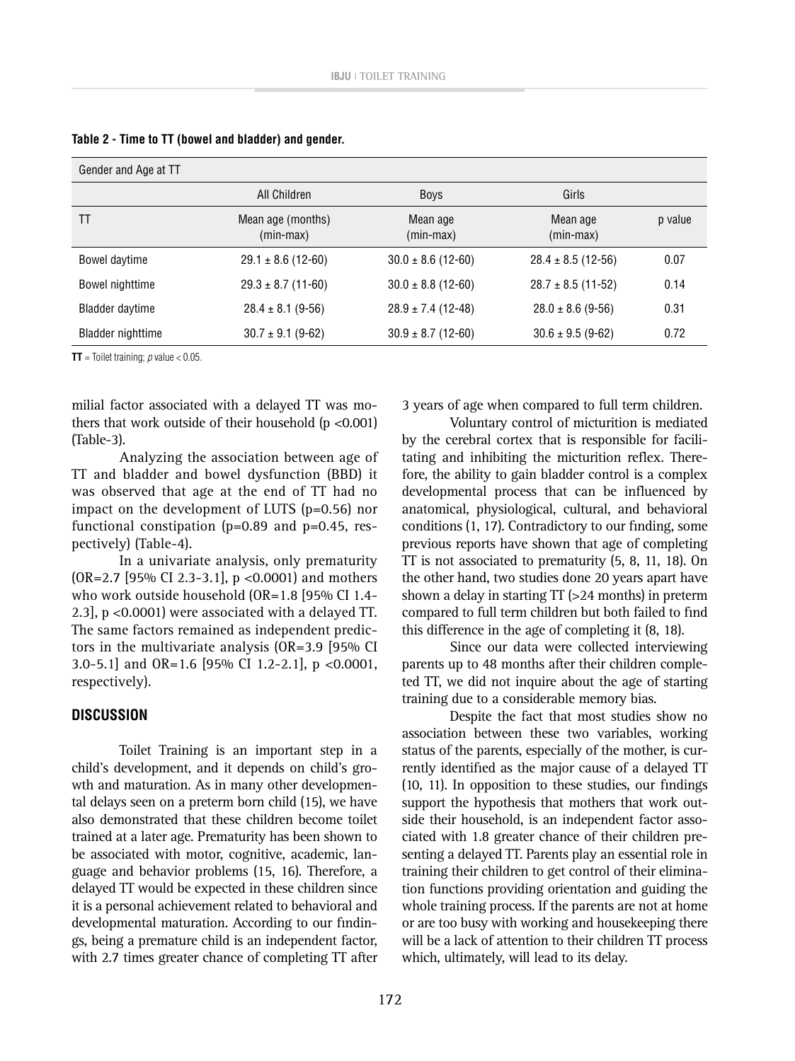**Table 2 - Time to TT (bowel and bladder) and gender.**

| Gender and Age at TT | | | | |
|---|---|---|---|---|
| | All Children | Boys | Girls | |
| TT | Mean age (months) (min-max) | Mean age (min-max) | Mean age (min-max) | p value |
| Bowel daytime | 29.1 ± 8.6 (12-60) | 30.0 ± 8.6 (12-60) | 28.4 ± 8.5 (12-56) | 0.07 |
| Bowel nighttime | 29.3 ± 8.7 (11-60) | 30.0 ± 8.8 (12-60) | 28.7 ± 8.5 (11-52) | 0.14 |
| Bladder daytime | 28.4 ± 8.1 (9-56) | 28.9 ± 7.4 (12-48) | 28.0 ± 8.6 (9-56) | 0.31 |
| Bladder nighttime | 30.7 ± 9.1 (9-62) | 30.9 ± 8.7 (12-60) | 30.6 ± 9.5 (9-62) | 0.72 |

**TT** = Toilet training; *p* value < 0.05.

milial factor associated with a delayed TT was mothers that work outside of their household (p <0.001) (Table-3).

Analyzing the association between age of TT and bladder and bowel dysfunction (BBD) it was observed that age at the end of TT had no impact on the development of LUTS (p=0.56) nor functional constipation (p=0.89 and p=0.45, respectively) (Table-4).

In a univariate analysis, only prematurity (OR=2.7 [95% CI 2.3-3.1], p <0.0001) and mothers who work outside household (OR=1.8 [95% CI 1.4-2.3], p <0.0001) were associated with a delayed TT. The same factors remained as independent predictors in the multivariate analysis (OR=3.9 [95% CI 3.0-5.1] and OR=1.6 [95% CI 1.2-2.1], p <0.0001, respectively).

## DISCUSSION

Toilet Training is an important step in a child's development, and it depends on child's growth and maturation. As in many other developmental delays seen on a preterm born child (15), we have also demonstrated that these children become toilet trained at a later age. Prematurity has been shown to be associated with motor, cognitive, academic, language and behavior problems (15, 16). Therefore, a delayed TT would be expected in these children since it is a personal achievement related to behavioral and developmental maturation. According to our findings, being a premature child is an independent factor, with 2.7 times greater chance of completing TT after 3 years of age when compared to full term children.

Voluntary control of micturition is mediated by the cerebral cortex that is responsible for facilitating and inhibiting the micturition reflex. Therefore, the ability to gain bladder control is a complex developmental process that can be influenced by anatomical, physiological, cultural, and behavioral conditions (1, 17). Contradictory to our finding, some previous reports have shown that age of completing TT is not associated to prematurity (5, 8, 11, 18). On the other hand, two studies done 20 years apart have shown a delay in starting TT (>24 months) in preterm compared to full term children but both failed to find this difference in the age of completing it (8, 18).

Since our data were collected interviewing parents up to 48 months after their children completed TT, we did not inquire about the age of starting training due to a considerable memory bias.

Despite the fact that most studies show no association between these two variables, working status of the parents, especially of the mother, is currently identified as the major cause of a delayed TT (10, 11). In opposition to these studies, our findings support the hypothesis that mothers that work outside their household, is an independent factor associated with 1.8 greater chance of their children presenting a delayed TT. Parents play an essential role in training their children to get control of their elimination functions providing orientation and guiding the whole training process. If the parents are not at home or are too busy with working and housekeeping there will be a lack of attention to their children TT process which, ultimately, will lead to its delay.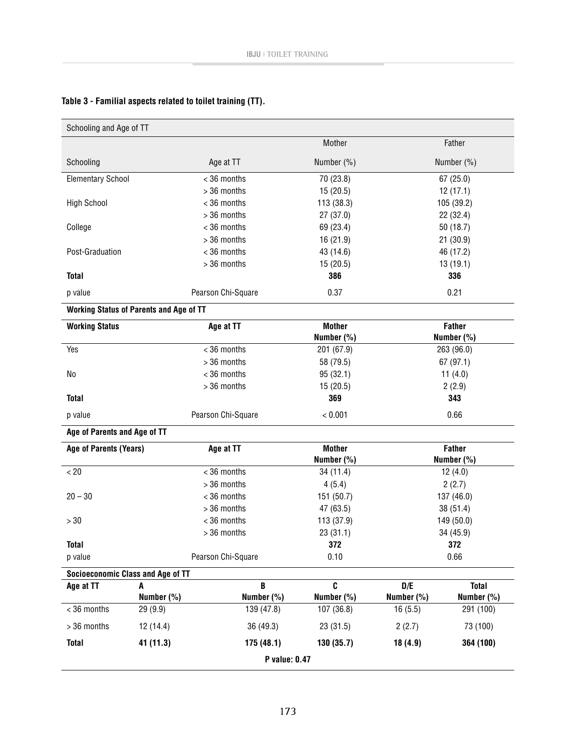**Table 3 - Familial aspects related to toilet training (TT).**

| Schooling and Age of TT | | | |
|---|---|---|---|
| | | Mother | Father |
| Schooling | Age at TT | Number (%) | Number (%) |
| Elementary School | < 36 months | 70 (23.8) | 67 (25.0) |
| | > 36 months | 15 (20.5) | 12 (17.1) |
| High School | < 36 months | 113 (38.3) | 105 (39.2) |
| | > 36 months | 27 (37.0) | 22 (32.4) |
| College | < 36 months | 69 (23.4) | 50 (18.7) |
| | > 36 months | 16 (21.9) | 21 (30.9) |
| Post-Graduation | < 36 months | 43 (14.6) | 46 (17.2) |
| | > 36 months | 15 (20.5) | 13 (19.1) |
| **Total** | | **386** | **336** |
| p value | Pearson Chi-Square | 0.37 | 0.21 |

| **Working Status of Parents and Age of TT** | | | |
|---|---|---|---|
| **Working Status** | **Age at TT** | **Mother Number (%)** | **Father Number (%)** |
| Yes | < 36 months | 201 (67.9) | 263 (96.0) |
| | > 36 months | 58 (79.5) | 67 (97.1) |
| No | < 36 months | 95 (32.1) | 11 (4.0) |
| | > 36 months | 15 (20.5) | 2 (2.9) |
| **Total** | | **369** | **343** |
| p value | Pearson Chi-Square | < 0.001 | 0.66 |

| **Age of Parents and Age of TT** | | | |
|---|---|---|---|
| **Age of Parents (Years)** | **Age at TT** | **Mother Number (%)** | **Father Number (%)** |
| < 20 | < 36 months | 34 (11.4) | 12 (4.0) |
| | > 36 months | 4 (5.4) | 2 (2.7) |
| 20 – 30 | < 36 months | 151 (50.7) | 137 (46.0) |
| | > 36 months | 47 (63.5) | 38 (51.4) |
| > 30 | < 36 months | 113 (37.9) | 149 (50.0) |
| | > 36 months | 23 (31.1) | 34 (45.9) |
| **Total** | | **372** | **372** |
| p value | Pearson Chi-Square | 0.10 | 0.66 |

| **Socioeconomic Class and Age of TT** | | | | | |
|---|---|---|---|---|---|
| **Age at TT** | **A Number (%)** | **B Number (%)** | **C Number (%)** | **D/E Number (%)** | **Total Number (%)** |
| < 36 months | 29 (9.9) | 139 (47.8) | 107 (36.8) | 16 (5.5) | 291 (100) |
| > 36 months | 12 (14.4) | 36 (49.3) | 23 (31.5) | 2 (2.7) | 73 (100) |
| **Total** | **41 (11.3)** | **175 (48.1)** | **130 (35.7)** | **18 (4.9)** | **364 (100)** |
| | | **P value: 0.47** | | | |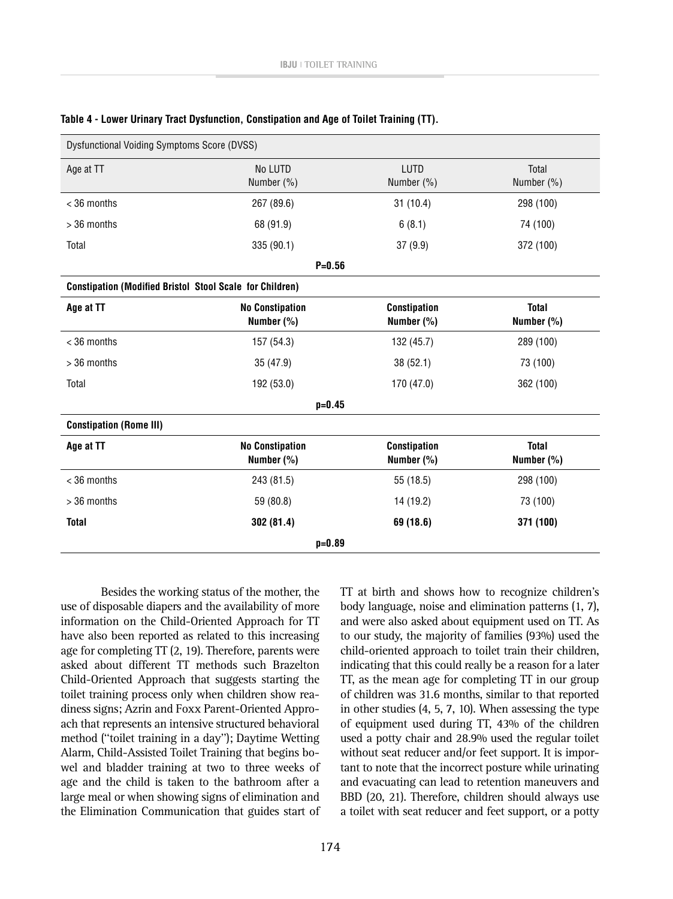**Table 4 - Lower Urinary Tract Dysfunction, Constipation and Age of Toilet Training (TT).**

| Dysfunctional Voiding Symptoms Score (DVSS) | | | |
|---|---|---|---|
| Age at TT | No LUTD Number (%) | LUTD Number (%) | Total Number (%) |
| < 36 months | 267 (89.6) | 31 (10.4) | 298 (100) |
| > 36 months | 68 (91.9) | 6 (8.1) | 74 (100) |
| Total | 335 (90.1) | 37 (9.9) | 372 (100) |
| **P=0.56** | | | |
| **Constipation (Modified Bristol Stool Scale for Children)** | | | |
| **Age at TT** | **No Constipation Number (%)** | **Constipation Number (%)** | **Total Number (%)** |
| < 36 months | 157 (54.3) | 132 (45.7) | 289 (100) |
| > 36 months | 35 (47.9) | 38 (52.1) | 73 (100) |
| Total | 192 (53.0) | 170 (47.0) | 362 (100) |
| **p=0.45** | | | |
| **Constipation (Rome III)** | | | |
| **Age at TT** | **No Constipation Number (%)** | **Constipation Number (%)** | **Total Number (%)** |
| < 36 months | 243 (81.5) | 55 (18.5) | 298 (100) |
| > 36 months | 59 (80.8) | 14 (19.2) | 73 (100) |
| **Total** | **302 (81.4)** | **69 (18.6)** | **371 (100)** |
| **p=0.89** | | | |

Besides the working status of the mother, the use of disposable diapers and the availability of more information on the Child-Oriented Approach for TT have also been reported as related to this increasing age for completing TT (2, 19). Therefore, parents were asked about different TT methods such Brazelton Child-Oriented Approach that suggests starting the toilet training process only when children show readiness signs; Azrin and Foxx Parent-Oriented Approach that represents an intensive structured behavioral method ("toilet training in a day"); Daytime Wetting Alarm, Child-Assisted Toilet Training that begins bowel and bladder training at two to three weeks of age and the child is taken to the bathroom after a large meal or when showing signs of elimination and the Elimination Communication that guides start of TT at birth and shows how to recognize children's body language, noise and elimination patterns (1, 7), and were also asked about equipment used on TT. As to our study, the majority of families (93%) used the child-oriented approach to toilet train their children, indicating that this could really be a reason for a later TT, as the mean age for completing TT in our group of children was 31.6 months, similar to that reported in other studies (4, 5, 7, 10). When assessing the type of equipment used during TT, 43% of the children used a potty chair and 28.9% used the regular toilet without seat reducer and/or feet support. It is important to note that the incorrect posture while urinating and evacuating can lead to retention maneuvers and BBD (20, 21). Therefore, children should always use a toilet with seat reducer and feet support, or a potty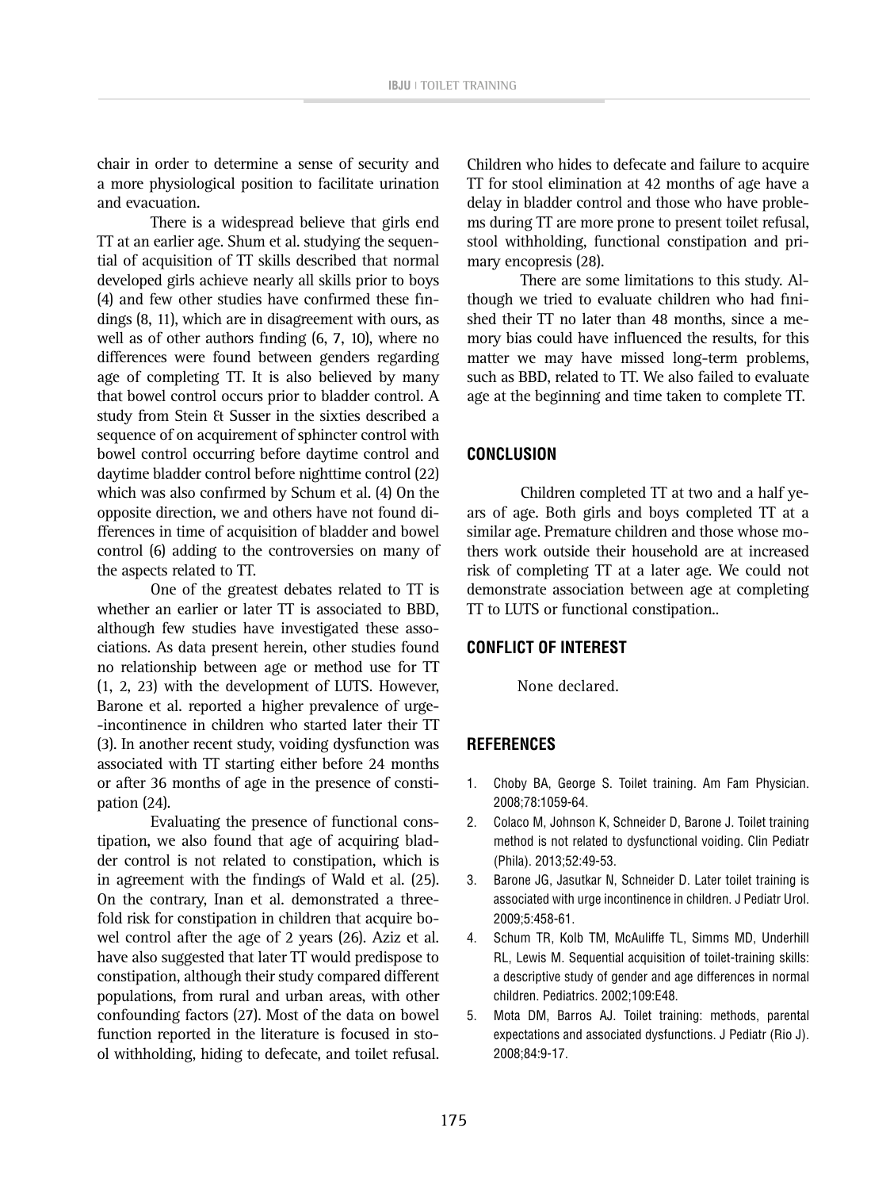chair in order to determine a sense of security and a more physiological position to facilitate urination and evacuation.

There is a widespread believe that girls end TT at an earlier age. Shum et al. studying the sequential of acquisition of TT skills described that normal developed girls achieve nearly all skills prior to boys (4) and few other studies have confirmed these findings (8, 11), which are in disagreement with ours, as well as of other authors finding (6, 7, 10), where no differences were found between genders regarding age of completing TT. It is also believed by many that bowel control occurs prior to bladder control. A study from Stein & Susser in the sixties described a sequence of on acquirement of sphincter control with bowel control occurring before daytime control and daytime bladder control before nighttime control (22) which was also confirmed by Schum et al. (4) On the opposite direction, we and others have not found differences in time of acquisition of bladder and bowel control (6) adding to the controversies on many of the aspects related to TT.

One of the greatest debates related to TT is whether an earlier or later TT is associated to BBD, although few studies have investigated these associations. As data present herein, other studies found no relationship between age or method use for TT (1, 2, 23) with the development of LUTS. However, Barone et al. reported a higher prevalence of urge-incontinence in children who started later their TT (3). In another recent study, voiding dysfunction was associated with TT starting either before 24 months or after 36 months of age in the presence of constipation (24).

Evaluating the presence of functional constipation, we also found that age of acquiring bladder control is not related to constipation, which is in agreement with the findings of Wald et al. (25). On the contrary, Inan et al. demonstrated a three-fold risk for constipation in children that acquire bowel control after the age of 2 years (26). Aziz et al. have also suggested that later TT would predispose to constipation, although their study compared different populations, from rural and urban areas, with other confounding factors (27). Most of the data on bowel function reported in the literature is focused in stool withholding, hiding to defecate, and toilet refusal. Children who hides to defecate and failure to acquire TT for stool elimination at 42 months of age have a delay in bladder control and those who have problems during TT are more prone to present toilet refusal, stool withholding, functional constipation and primary encopresis (28).

There are some limitations to this study. Although we tried to evaluate children who had finished their TT no later than 48 months, since a memory bias could have influenced the results, for this matter we may have missed long-term problems, such as BBD, related to TT. We also failed to evaluate age at the beginning and time taken to complete TT.

## CONCLUSION

Children completed TT at two and a half years of age. Both girls and boys completed TT at a similar age. Premature children and those whose mothers work outside their household are at increased risk of completing TT at a later age. We could not demonstrate association between age at completing TT to LUTS or functional constipation..

## CONFLICT OF INTEREST

None declared.

## REFERENCES

1. Choby BA, George S. Toilet training. Am Fam Physician. 2008;78:1059-64.
2. Colaco M, Johnson K, Schneider D, Barone J. Toilet training method is not related to dysfunctional voiding. Clin Pediatr (Phila). 2013;52:49-53.
3. Barone JG, Jasutkar N, Schneider D. Later toilet training is associated with urge incontinence in children. J Pediatr Urol. 2009;5:458-61.
4. Schum TR, Kolb TM, McAuliffe TL, Simms MD, Underhill RL, Lewis M. Sequential acquisition of toilet-training skills: a descriptive study of gender and age differences in normal children. Pediatrics. 2002;109:E48.
5. Mota DM, Barros AJ. Toilet training: methods, parental expectations and associated dysfunctions. J Pediatr (Rio J). 2008;84:9-17.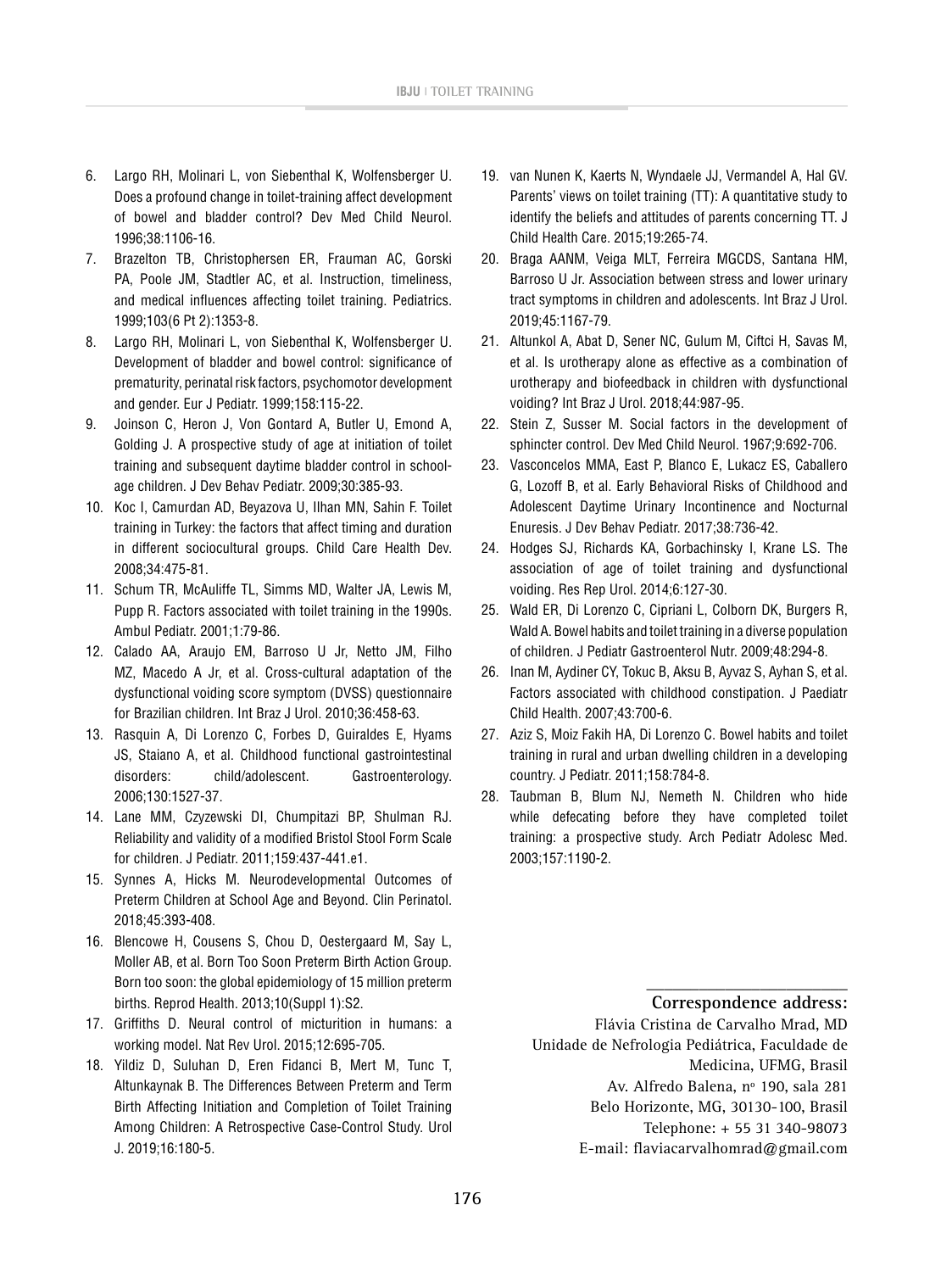6. Largo RH, Molinari L, von Siebenthal K, Wolfensberger U. Does a profound change in toilet-training affect development of bowel and bladder control? Dev Med Child Neurol. 1996;38:1106-16.
7. Brazelton TB, Christophersen ER, Frauman AC, Gorski PA, Poole JM, Stadtler AC, et al. Instruction, timeliness, and medical influences affecting toilet training. Pediatrics. 1999;103(6 Pt 2):1353-8.
8. Largo RH, Molinari L, von Siebenthal K, Wolfensberger U. Development of bladder and bowel control: significance of prematurity, perinatal risk factors, psychomotor development and gender. Eur J Pediatr. 1999;158:115-22.
9. Joinson C, Heron J, Von Gontard A, Butler U, Emond A, Golding J. A prospective study of age at initiation of toilet training and subsequent daytime bladder control in school-age children. J Dev Behav Pediatr. 2009;30:385-93.
10. Koc I, Camurdan AD, Beyazova U, Ilhan MN, Sahin F. Toilet training in Turkey: the factors that affect timing and duration in different sociocultural groups. Child Care Health Dev. 2008;34:475-81.
11. Schum TR, McAuliffe TL, Simms MD, Walter JA, Lewis M, Pupp R. Factors associated with toilet training in the 1990s. Ambul Pediatr. 2001;1:79-86.
12. Calado AA, Araujo EM, Barroso U Jr, Netto JM, Filho MZ, Macedo A Jr, et al. Cross-cultural adaptation of the dysfunctional voiding score symptom (DVSS) questionnaire for Brazilian children. Int Braz J Urol. 2010;36:458-63.
13. Rasquin A, Di Lorenzo C, Forbes D, Guiraldes E, Hyams JS, Staiano A, et al. Childhood functional gastrointestinal disorders: child/adolescent. Gastroenterology. 2006;130:1527-37.
14. Lane MM, Czyzewski DI, Chumpitazi BP, Shulman RJ. Reliability and validity of a modified Bristol Stool Form Scale for children. J Pediatr. 2011;159:437-441.e1.
15. Synnes A, Hicks M. Neurodevelopmental Outcomes of Preterm Children at School Age and Beyond. Clin Perinatol. 2018;45:393-408.
16. Blencowe H, Cousens S, Chou D, Oestergaard M, Say L, Moller AB, et al. Born Too Soon Preterm Birth Action Group. Born too soon: the global epidemiology of 15 million preterm births. Reprod Health. 2013;10(Suppl 1):S2.
17. Griffiths D. Neural control of micturition in humans: a working model. Nat Rev Urol. 2015;12:695-705.
18. Yildiz D, Suluhan D, Eren Fidanci B, Mert M, Tunc T, Altunkaynak B. The Differences Between Preterm and Term Birth Affecting Initiation and Completion of Toilet Training Among Children: A Retrospective Case-Control Study. Urol J. 2019;16:180-5.
19. van Nunen K, Kaerts N, Wyndaele JJ, Vermandel A, Hal GV. Parents' views on toilet training (TT): A quantitative study to identify the beliefs and attitudes of parents concerning TT. J Child Health Care. 2015;19:265-74.
20. Braga AANM, Veiga MLT, Ferreira MGCDS, Santana HM, Barroso U Jr. Association between stress and lower urinary tract symptoms in children and adolescents. Int Braz J Urol. 2019;45:1167-79.
21. Altunkol A, Abat D, Sener NC, Gulum M, Ciftci H, Savas M, et al. Is urotherapy alone as effective as a combination of urotherapy and biofeedback in children with dysfunctional voiding? Int Braz J Urol. 2018;44:987-95.
22. Stein Z, Susser M. Social factors in the development of sphincter control. Dev Med Child Neurol. 1967;9:692-706.
23. Vasconcelos MMA, East P, Blanco E, Lukacz ES, Caballero G, Lozoff B, et al. Early Behavioral Risks of Childhood and Adolescent Daytime Urinary Incontinence and Nocturnal Enuresis. J Dev Behav Pediatr. 2017;38:736-42.
24. Hodges SJ, Richards KA, Gorbachinsky I, Krane LS. The association of age of toilet training and dysfunctional voiding. Res Rep Urol. 2014;6:127-30.
25. Wald ER, Di Lorenzo C, Cipriani L, Colborn DK, Burgers R, Wald A. Bowel habits and toilet training in a diverse population of children. J Pediatr Gastroenterol Nutr. 2009;48:294-8.
26. Inan M, Aydiner CY, Tokuc B, Aksu B, Ayvaz S, Ayhan S, et al. Factors associated with childhood constipation. J Paediatr Child Health. 2007;43:700-6.
27. Aziz S, Moiz Fakih HA, Di Lorenzo C. Bowel habits and toilet training in rural and urban dwelling children in a developing country. J Pediatr. 2011;158:784-8.
28. Taubman B, Blum NJ, Nemeth N. Children who hide while defecating before they have completed toilet training: a prospective study. Arch Pediatr Adolesc Med. 2003;157:1190-2.

**Correspondence address:**
Flávia Cristina de Carvalho Mrad, MD
Unidade de Nefrologia Pediátrica, Faculdade de Medicina, UFMG, Brasil
Av. Alfredo Balena, nº 190, sala 281
Belo Horizonte, MG, 30130-100, Brasil
Telephone: + 55 31 340-98073
E-mail: flaviacarvalhomrad@gmail.com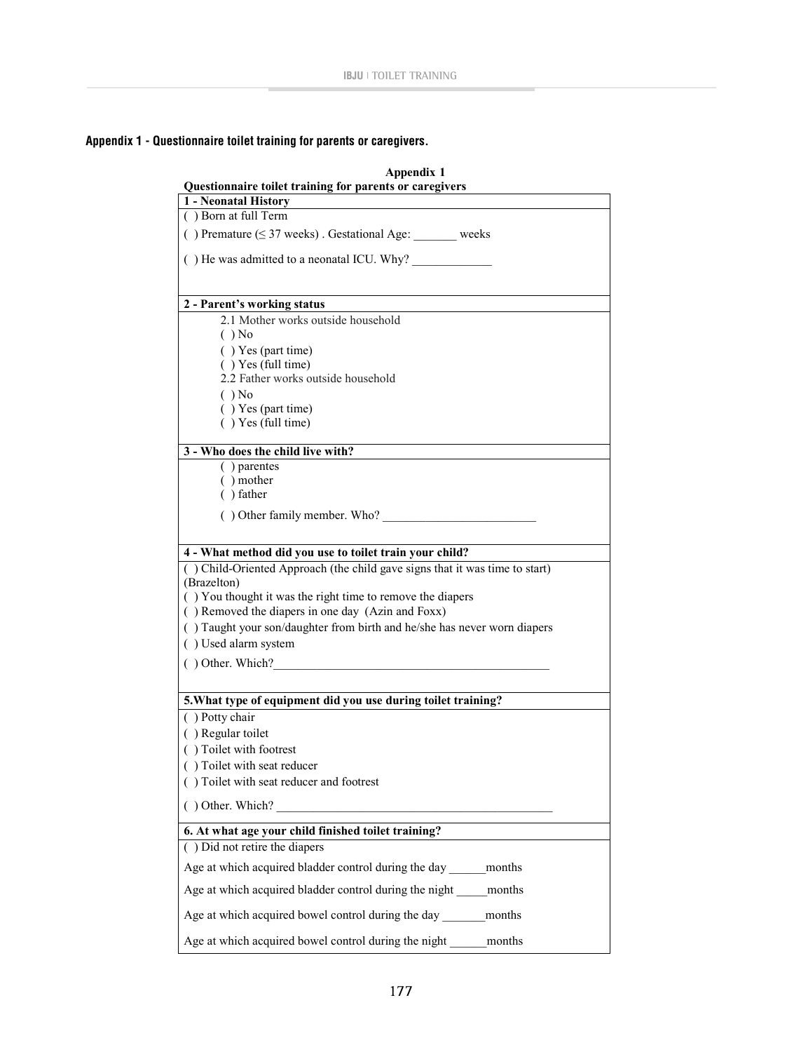**Appendix 1 - Questionnaire toilet training for parents or caregivers.**

**Appendix 1**

**Questionnaire toilet training for parents or caregivers**

**1 - Neonatal History**

( ) Born at full Term

( ) Premature (≤ 37 weeks) . Gestational Age: _______ weeks

( ) He was admitted to a neonatal ICU. Why? _____________

**2 - Parent's working status**

2.1 Mother works outside household

( ) No

( ) Yes (part time)

( ) Yes (full time)

2.2 Father works outside household

( ) No

( ) Yes (part time)

( ) Yes (full time)

**3 - Who does the child live with?**

( ) parentes

( ) mother

( ) father

( ) Other family member. Who? _________________________

**4 - What method did you use to toilet train your child?**

( ) Child-Oriented Approach (the child gave signs that it was time to start) (Brazelton)

( ) You thought it was the right time to remove the diapers

( ) Removed the diapers in one day (Azin and Foxx)

( ) Taught your son/daughter from birth and he/she has never worn diapers

( ) Used alarm system

( ) Other. Which?_____________________________________________

**5.What type of equipment did you use during toilet training?**

( ) Potty chair

( ) Regular toilet

( ) Toilet with footrest

( ) Toilet with seat reducer

( ) Toilet with seat reducer and footrest

( ) Other. Which? _____________________________________________

**6. At what age your child finished toilet training?**

( ) Did not retire the diapers

Age at which acquired bladder control during the day ______months

Age at which acquired bladder control during the night _____months

Age at which acquired bowel control during the day _______months

Age at which acquired bowel control during the night ______months